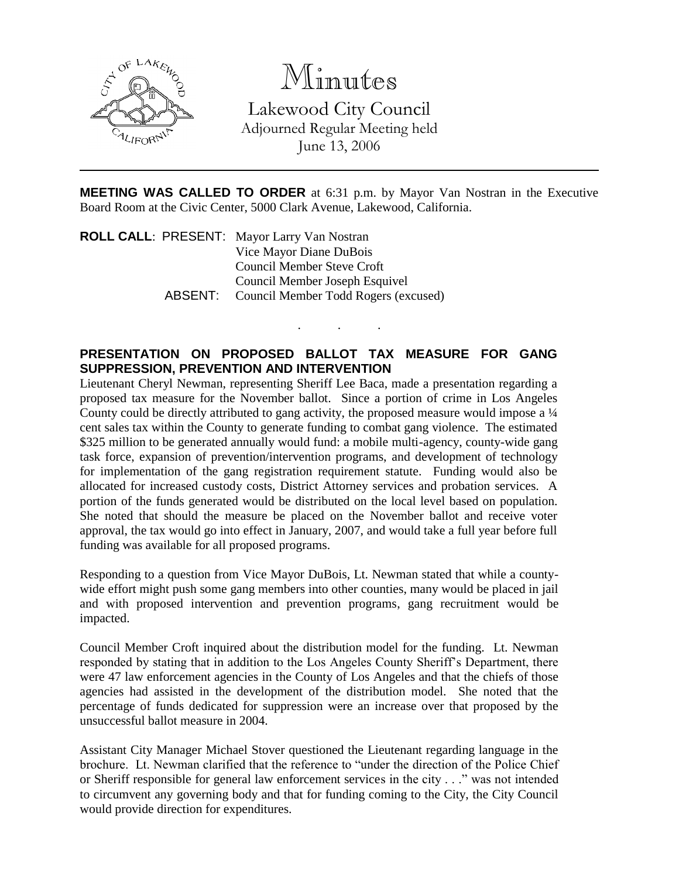# Minutes

Lakewood City Council
Adjourned Regular Meeting held
June 13, 2006

---

**MEETING WAS CALLED TO ORDER** at 6:31 p.m. by Mayor Van Nostran in the Executive Board Room at the Civic Center, 5000 Clark Avenue, Lakewood, California.

**ROLL CALL**: PRESENT: Mayor Larry Van Nostran
Vice Mayor Diane DuBois
Council Member Steve Croft
Council Member Joseph Esquivel
ABSENT: Council Member Todd Rogers (excused)

. . .

**PRESENTATION ON PROPOSED BALLOT TAX MEASURE FOR GANG SUPPRESSION, PREVENTION AND INTERVENTION**

Lieutenant Cheryl Newman, representing Sheriff Lee Baca, made a presentation regarding a proposed tax measure for the November ballot. Since a portion of crime in Los Angeles County could be directly attributed to gang activity, the proposed measure would impose a ¼ cent sales tax within the County to generate funding to combat gang violence. The estimated $325 million to be generated annually would fund: a mobile multi-agency, county-wide gang task force, expansion of prevention/intervention programs, and development of technology for implementation of the gang registration requirement statute. Funding would also be allocated for increased custody costs, District Attorney services and probation services. A portion of the funds generated would be distributed on the local level based on population. She noted that should the measure be placed on the November ballot and receive voter approval, the tax would go into effect in January, 2007, and would take a full year before full funding was available for all proposed programs.

Responding to a question from Vice Mayor DuBois, Lt. Newman stated that while a county-wide effort might push some gang members into other counties, many would be placed in jail and with proposed intervention and prevention programs, gang recruitment would be impacted.

Council Member Croft inquired about the distribution model for the funding. Lt. Newman responded by stating that in addition to the Los Angeles County Sheriff's Department, there were 47 law enforcement agencies in the County of Los Angeles and that the chiefs of those agencies had assisted in the development of the distribution model. She noted that the percentage of funds dedicated for suppression were an increase over that proposed by the unsuccessful ballot measure in 2004.

Assistant City Manager Michael Stover questioned the Lieutenant regarding language in the brochure. Lt. Newman clarified that the reference to "under the direction of the Police Chief or Sheriff responsible for general law enforcement services in the city . . ." was not intended to circumvent any governing body and that for funding coming to the City, the City Council would provide direction for expenditures.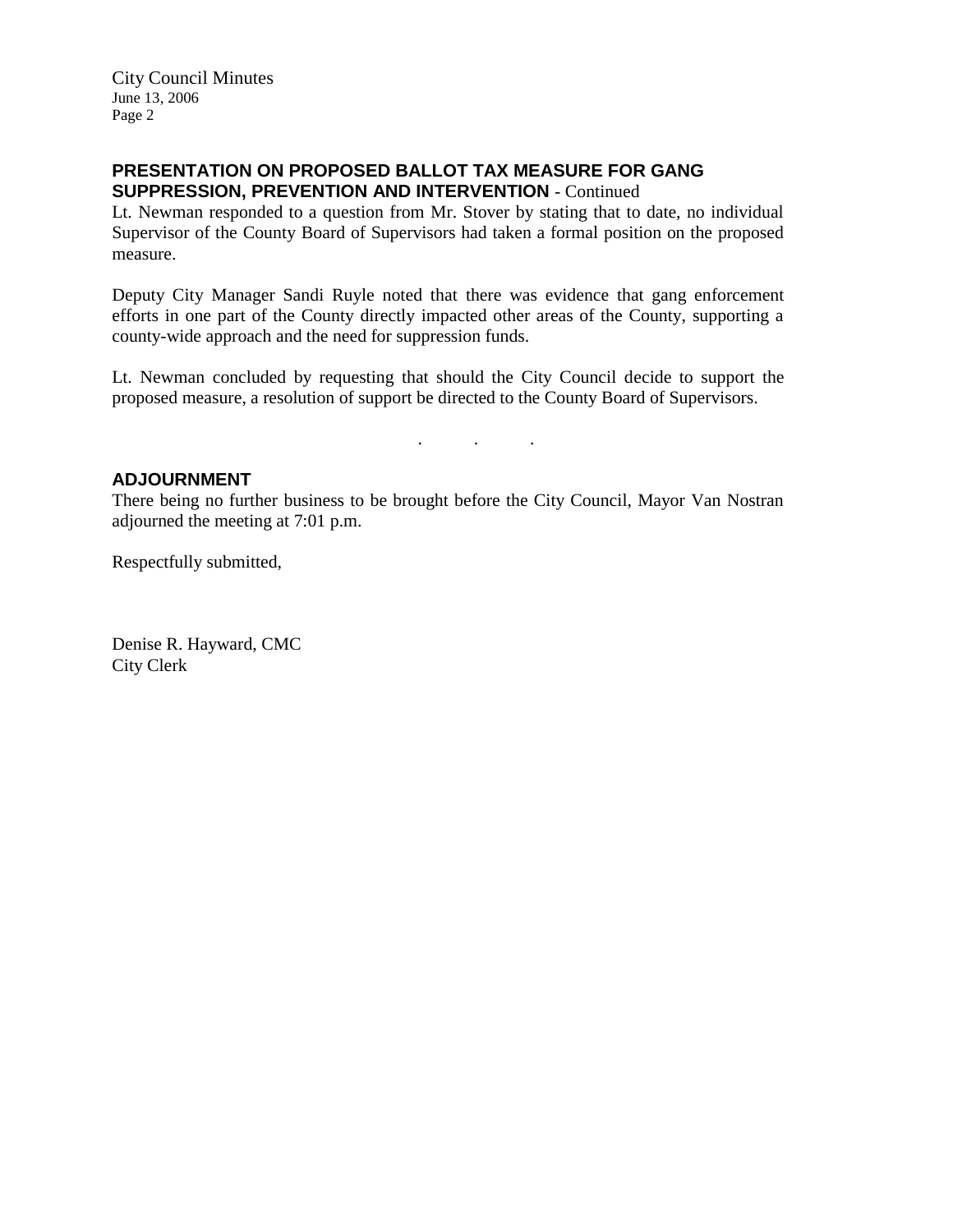## PRESENTATION ON PROPOSED BALLOT TAX MEASURE FOR GANG SUPPRESSION, PREVENTION AND INTERVENTION - Continued

Lt. Newman responded to a question from Mr. Stover by stating that to date, no individual Supervisor of the County Board of Supervisors had taken a formal position on the proposed measure.

Deputy City Manager Sandi Ruyle noted that there was evidence that gang enforcement efforts in one part of the County directly impacted other areas of the County, supporting a county-wide approach and the need for suppression funds.

Lt. Newman concluded by requesting that should the City Council decide to support the proposed measure, a resolution of support be directed to the County Board of Supervisors.

. . .

## ADJOURNMENT

There being no further business to be brought before the City Council, Mayor Van Nostran adjourned the meeting at 7:01 p.m.

Respectfully submitted,

Denise R. Hayward, CMC
City Clerk